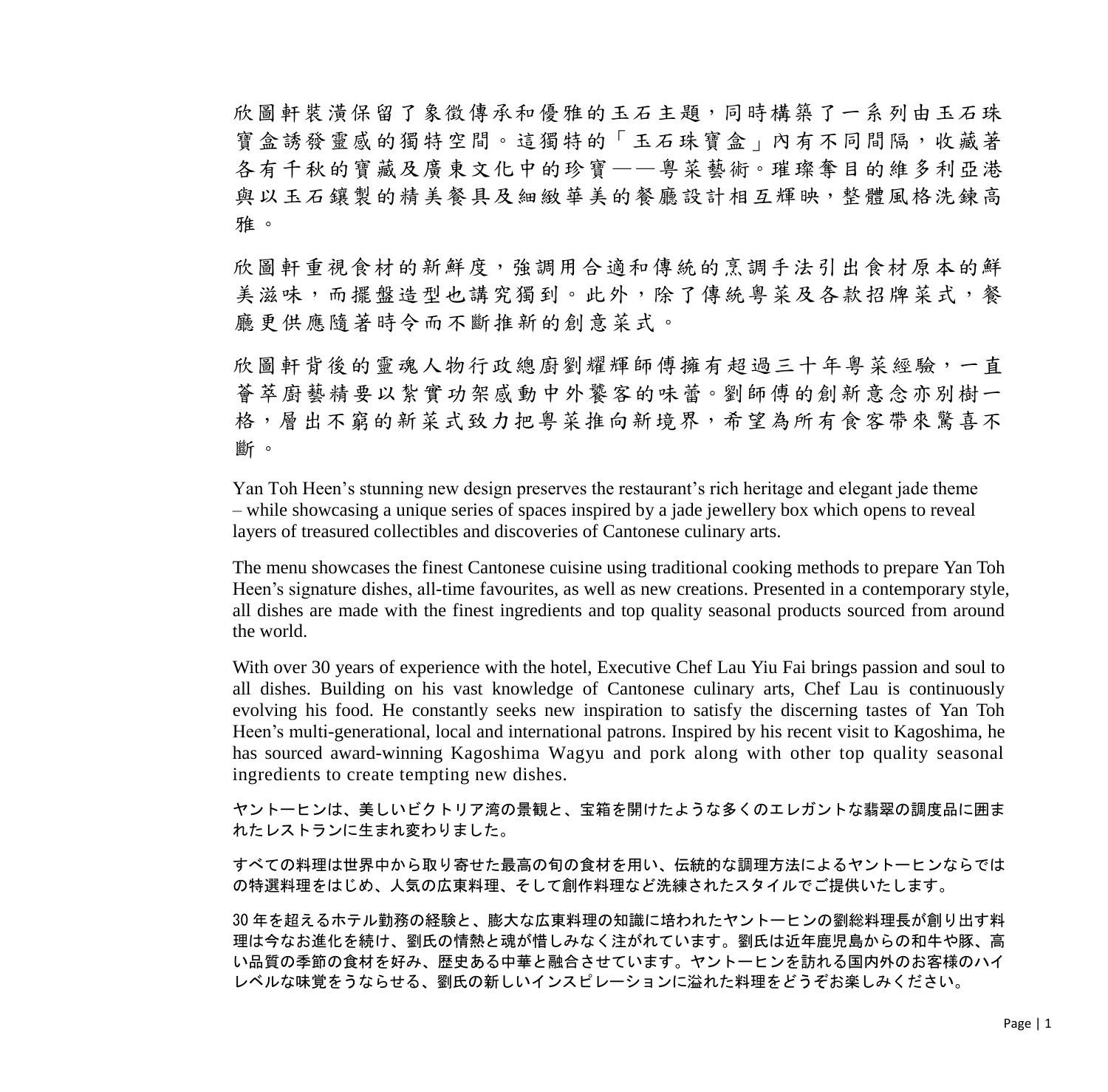欣圖軒裝潢保留了象徵傳承和優雅的玉石主題，同時構築了一系列由玉石珠寶盒誘發靈感的獨特空間。這獨特的「玉石珠寶盒」內有不同間隔，收藏著各有千秋的寶藏及廣東文化中的珍寶——粵菜藝術。璀璨奪目的維多利亞港與以玉石鑲製的精美餐具及細緻華美的餐廳設計相互輝映，整體風格洗鍊高雅。

欣圖軒重視食材的新鮮度，強調用合適和傳統的烹調手法引出食材原本的鮮美滋味，而擺盤造型也講究獨到。此外，除了傳統粵菜及各款招牌菜式，餐廳更供應隨著時令而不斷推新的創意菜式。

欣圖軒背後的靈魂人物行政總廚劉耀輝師傅擁有超過三十年粵菜經驗，一直薈萃廚藝精要以紮實功架感動中外饕客的味蕾。劉師傅的創新意念亦別樹一格，層出不窮的新菜式致力把粵菜推向新境界，希望為所有食客帶來驚喜不斷。

Yan Toh Heen’s stunning new design preserves the restaurant’s rich heritage and elegant jade theme – while showcasing a unique series of spaces inspired by a jade jewellery box which opens to reveal layers of treasured collectibles and discoveries of Cantonese culinary arts.

The menu showcases the finest Cantonese cuisine using traditional cooking methods to prepare Yan Toh Heen’s signature dishes, all-time favourites, as well as new creations. Presented in a contemporary style, all dishes are made with the finest ingredients and top quality seasonal products sourced from around the world.

With over 30 years of experience with the hotel, Executive Chef Lau Yiu Fai brings passion and soul to all dishes. Building on his vast knowledge of Cantonese culinary arts, Chef Lau is continuously evolving his food. He constantly seeks new inspiration to satisfy the discerning tastes of Yan Toh Heen’s multi-generational, local and international patrons. Inspired by his recent visit to Kagoshima, he has sourced award-winning Kagoshima Wagyu and pork along with other top quality seasonal ingredients to create tempting new dishes.

ヤントーヒンは、美しいビクトリア湾の景観と、宝箱を開けたような多くのエレガントな翡翠の調度品に囲まれたレストランに生まれ変わりました。

すべての料理は世界中から取り寄せた最高の旬の食材を用い、伝統的な調理方法によるヤントーヒンならではの特選料理をはじめ、人気の広東料理、そして創作料理など洗練されたスタイルでご提供いたします。

30 年を超えるホテル勤務の経験と、膨大な広東料理の知識に培われたヤントーヒンの劉総料理長が創り出す料理は今なお進化を続け、劉氏の情熱と魂が惜しみなく注がれています。劉氏は近年鹿児島からの和牛や豚、高い品質の季節の食材を好み、歴史ある中華と融合させています。ヤントーヒンを訪れる国内外のお客様のハイレベルな味覚をうならせる、劉氏の新しいインスピレーションに溢れた料理をどうぞお楽しみください。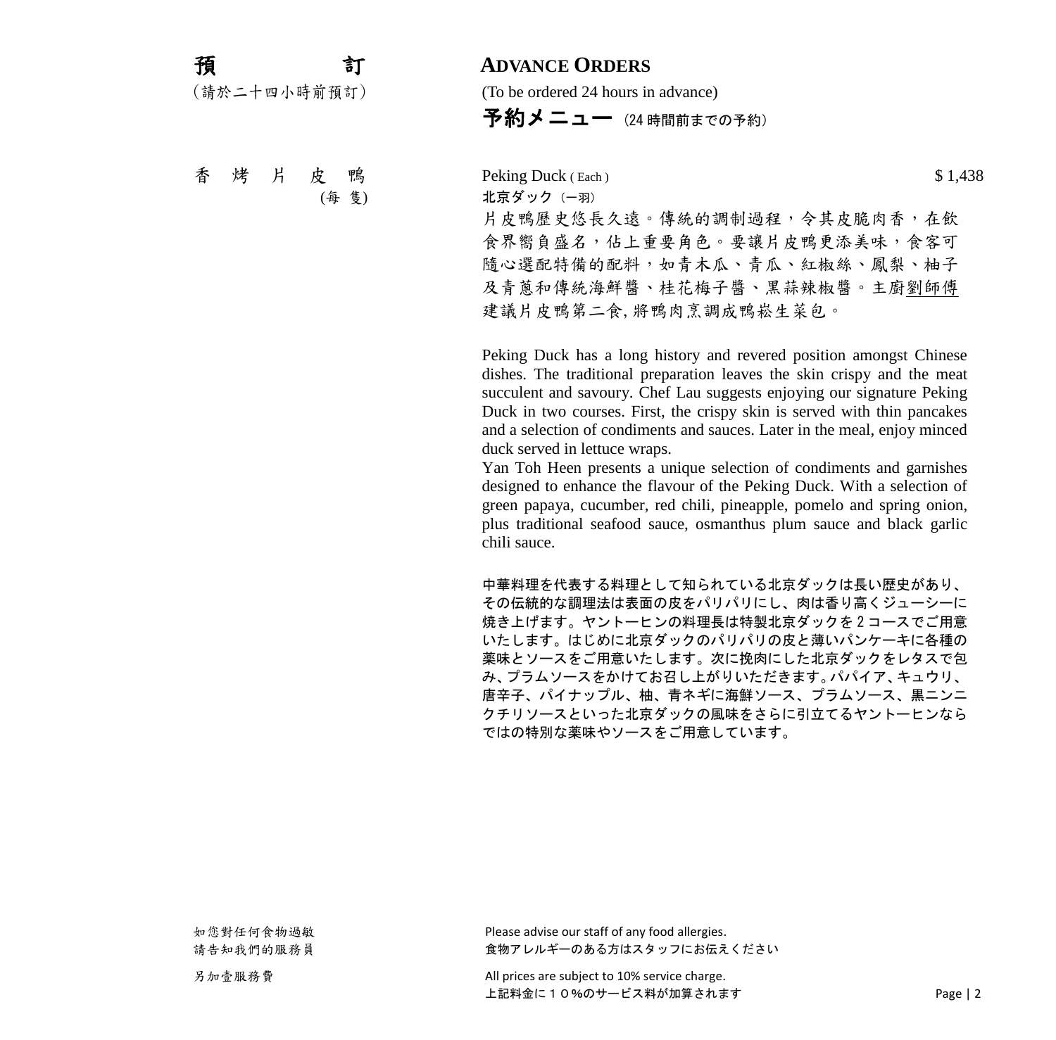## 預　訂 ADVANCE ORDERS

（請於二十四小時前預訂） (To be ordered 24 hours in advance)

**予約メニュー**（24 時間前までの予約）

**香烤片皮鴨 (每隻)** Peking Duck ( Each ) 北京ダック（一羽） $ 1,438

片皮鴨歷史悠長久遠。傳統的調制過程，令其皮脆肉香，在飲食界嚮負盛名，佔上重要角色。要讓片皮鴨更添美味，食客可隨心選配特備的配料，如青木瓜、青瓜、紅椒絲、鳳梨、柚子及青蔥和傳統海鮮醬、桂花梅子醬、黑蒜辣椒醬。主廚劉師傅建議片皮鴨第二食, 將鴨肉烹調成鴨崧生菜包。

Peking Duck has a long history and revered position amongst Chinese dishes. The traditional preparation leaves the skin crispy and the meat succulent and savoury. Chef Lau suggests enjoying our signature Peking Duck in two courses. First, the crispy skin is served with thin pancakes and a selection of condiments and sauces. Later in the meal, enjoy minced duck served in lettuce wraps.
Yan Toh Heen presents a unique selection of condiments and garnishes designed to enhance the flavour of the Peking Duck. With a selection of green papaya, cucumber, red chili, pineapple, pomelo and spring onion, plus traditional seafood sauce, osmanthus plum sauce and black garlic chili sauce.

中華料理を代表する料理として知られている北京ダックは長い歴史があり、その伝統的な調理法は表面の皮をパリパリにし、肉は香り高くジューシーに焼き上げます。ヤントーヒンの料理長は特製北京ダックを 2 コースでご用意いたします。はじめに北京ダックのパリパリの皮と薄いパンケーキに各種の薬味とソースをご用意いたします。次に挽肉にした北京ダックをレタスで包み、プラムソースをかけてお召し上がりいただきます。パパイア、キュウリ、唐辛子、パイナップル、柚、青ネギに海鮮ソース、プラムソース、黒ニンニクチリソースといった北京ダックの風味をさらに引立てるヤントーヒンならではの特別な薬味やソースをご用意しています。

如您對任何食物過敏請告知我們的服務員　Please advise our staff of any food allergies. 食物アレルギーのある方はスタッフにお伝えください

另加壹服務費　All prices are subject to 10% service charge. 上記料金に１０%のサービス料が加算されます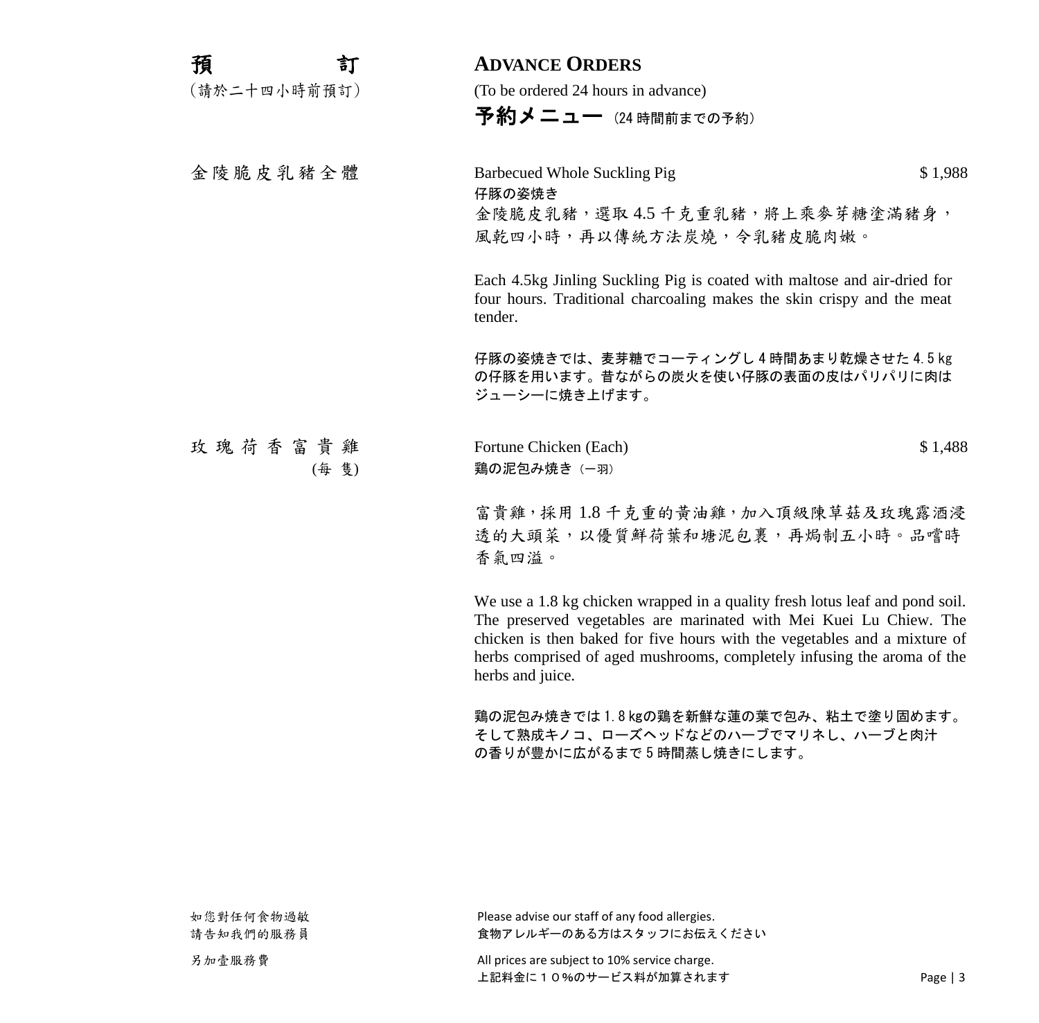## 預訂

（請於二十四小時前預訂）

## ADVANCE ORDERS

(To be ordered 24 hours in advance)

**予約メニュー**（24 時間前までの予約）

---

### 金陵脆皮乳豬全體

**Barbecued Whole Suckling Pig** — $ 1,988

仔豚の姿焼き

金陵脆皮乳豬，選取 4.5 千克重乳豬，將上乘麥芽糖塗滿豬身，風乾四小時，再以傳統方法炭燒，令乳豬皮脆肉嫩。

Each 4.5kg Jinling Suckling Pig is coated with maltose and air-dried for four hours. Traditional charcoaling makes the skin crispy and the meat tender.

仔豚の姿焼きでは、麦芽糖でコーティングし 4 時間あまり乾燥させた 4.5 kg の仔豚を用います。昔ながらの炭火を使い仔豚の表面の皮はパリパリに肉はジューシーに焼き上げます。

---

### 玫瑰荷香富貴雞 (每 隻)

**Fortune Chicken (Each)** — $ 1,488

鶏の泥包み焼き（一羽）

富貴雞，採用 1.8 千克重的黄油雞，加入頂級陳草菇及玫瑰露酒浸透的大頭菜，以優質鮮荷葉和塘泥包裹，再焗制五小時。品嚐時香氣四溢。

We use a 1.8 kg chicken wrapped in a quality fresh lotus leaf and pond soil. The preserved vegetables are marinated with Mei Kuei Lu Chiew. The chicken is then baked for five hours with the vegetables and a mixture of herbs comprised of aged mushrooms, completely infusing the aroma of the herbs and juice.

鶏の泥包み焼きでは 1.8 kgの鶏を新鮮な蓮の葉で包み、粘土で塗り固めます。そして熟成キノコ、ローズヘッドなどのハーブでマリネし、ハーブと肉汁の香りが豊かに広がるまで 5 時間蒸し焼きにします。

---

如您對任何食物過敏
請告知我們的服務員

Please advise our staff of any food allergies.
食物アレルギーのある方はスタッフにお伝えください

另加壹服務費

All prices are subject to 10% service charge.
上記料金に１０%のサービス料が加算されます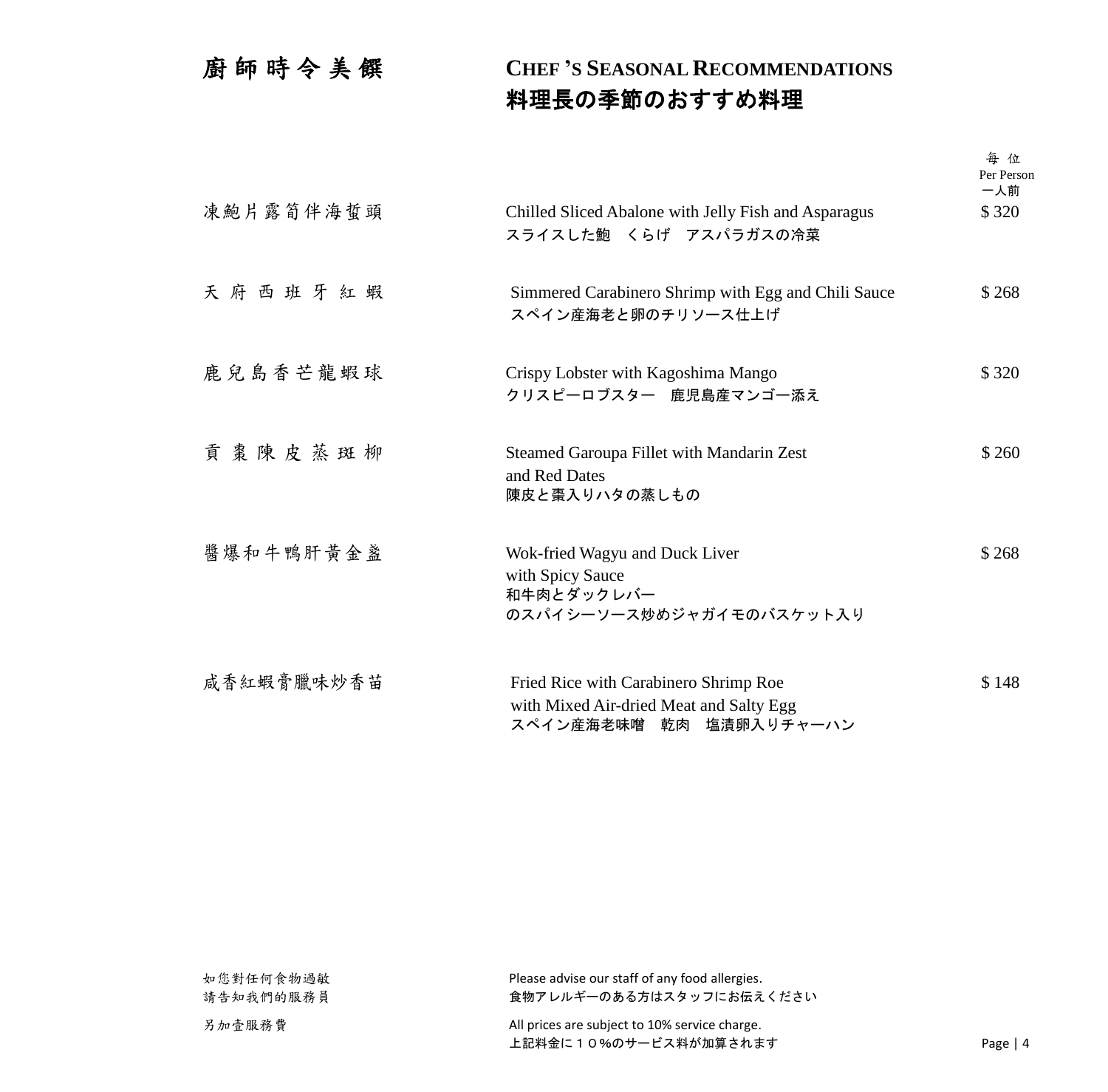# 廚師時令美饌

# CHEF'S SEASONAL RECOMMENDATIONS
# 料理長の季節のおすすめ料理

| | | 每位 Per Person 一人前 |
|---|---|---|
| 凍鮑片露筍伴海蜇頭 | Chilled Sliced Abalone with Jelly Fish and Asparagus<br>スライスした鮑　くらげ　アスパラガスの冷菜 | $ 320 |
| 天府西班牙紅蝦 | Simmered Carabinero Shrimp with Egg and Chili Sauce<br>スペイン産海老と卵のチリソース仕上げ | $ 268 |
| 鹿兒島香芒龍蝦球 | Crispy Lobster with Kagoshima Mango<br>クリスピーロブスター　鹿児島産マンゴー添え | $ 320 |
| 貢棗陳皮蒸斑柳 | Steamed Garoupa Fillet with Mandarin Zest and Red Dates<br>陳皮と棗入りハタの蒸しもの | $ 260 |
| 醬爆和牛鴨肝黃金盞 | Wok-fried Wagyu and Duck Liver with Spicy Sauce<br>和牛肉とダックレバーのスパイシーソース炒めジャガイモのバスケット入り | $ 268 |
| 咸香紅蝦膏臘味炒香苗 | Fried Rice with Carabinero Shrimp Roe with Mixed Air-dried Meat and Salty Egg<br>スペイン産海老味噌　乾肉　塩漬卵入りチャーハン | $ 148 |

如您對任何食物過敏
請告知我們的服務員

Please advise our staff of any food allergies.
食物アレルギーのある方はスタッフにお伝えください

另加壹服務費

All prices are subject to 10% service charge.
上記料金に１０%のサービス料が加算されます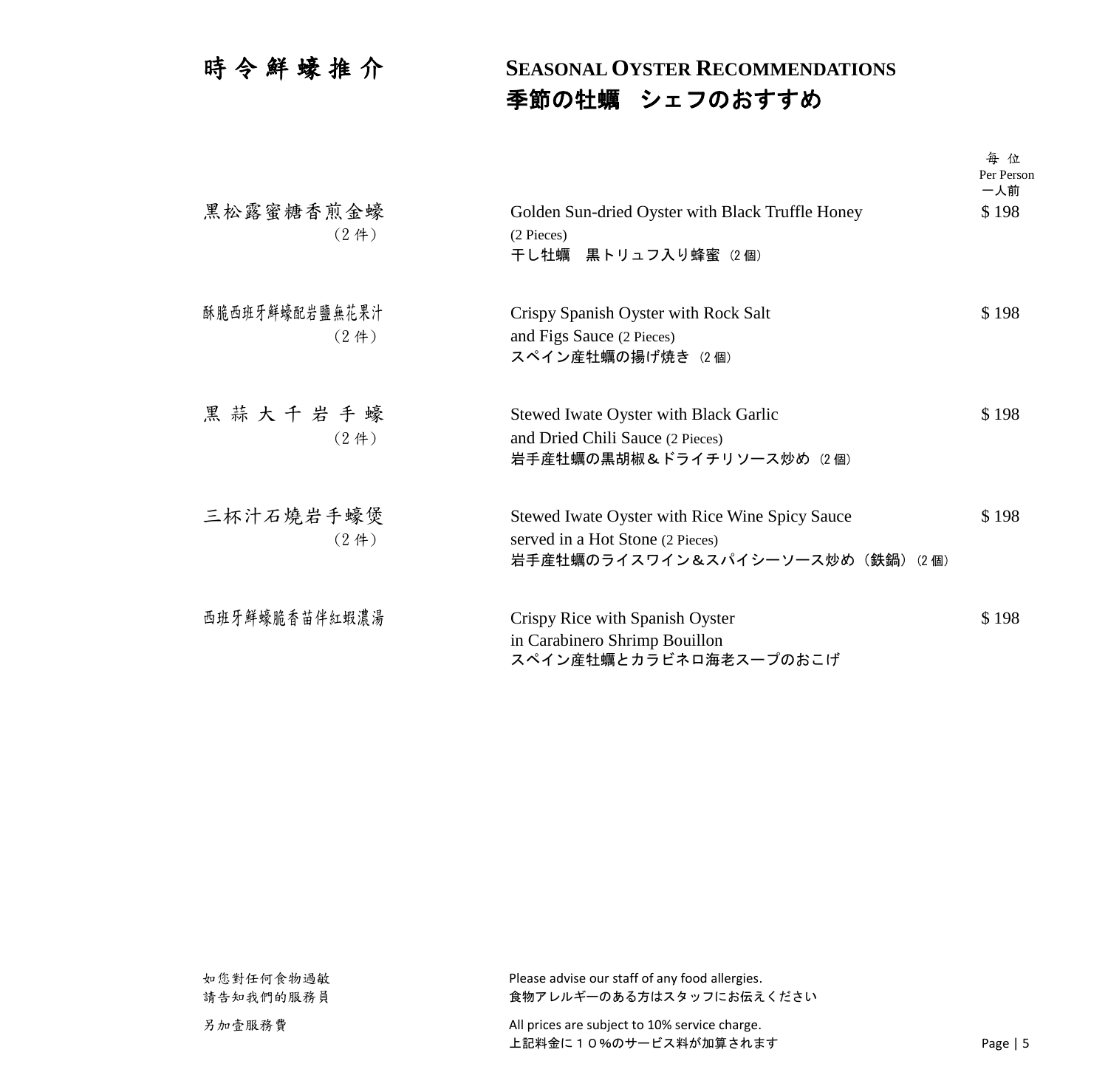# 時令鮮蠔推介

## SEASONAL OYSTER RECOMMENDATIONS
## 季節の牡蠣　シェフのおすすめ

| | | 每位 Per Person 一人前 |
|---|---|---|
| 黑松露蜜糖香煎金蠔 (2件) | Golden Sun-dried Oyster with Black Truffle Honey (2 Pieces)<br>干し牡蠣　黒トリュフ入り蜂蜜 (2個) | $ 198 |
| 酥脆西班牙鮮蠔配岩鹽無花果汁 (2件) | Crispy Spanish Oyster with Rock Salt and Figs Sauce (2 Pieces)<br>スペイン産牡蠣の揚げ焼き (2個) | $ 198 |
| 黑蒜大千岩手蠔 (2件) | Stewed Iwate Oyster with Black Garlic and Dried Chili Sauce (2 Pieces)<br>岩手産牡蠣の黒胡椒＆ドライチリソース炒め (2個) | $ 198 |
| 三杯汁石燒岩手蠔煲 (2件) | Stewed Iwate Oyster with Rice Wine Spicy Sauce served in a Hot Stone (2 Pieces)<br>岩手産牡蠣のライスワイン＆スパイシーソース炒め（鉄鍋）(2個) | $ 198 |
| 西班牙鮮蠔脆香苗伴紅蝦濃湯 | Crispy Rice with Spanish Oyster in Carabinero Shrimp Bouillon<br>スペイン産牡蠣とカラビネロ海老スープのおこげ | $ 198 |

如您對任何食物過敏 請告知我們的服務員

Please advise our staff of any food allergies.
食物アレルギーのある方はスタッフにお伝えください

另加壹服務費

All prices are subject to 10% service charge.
上記料金に１０%のサービス料が加算されます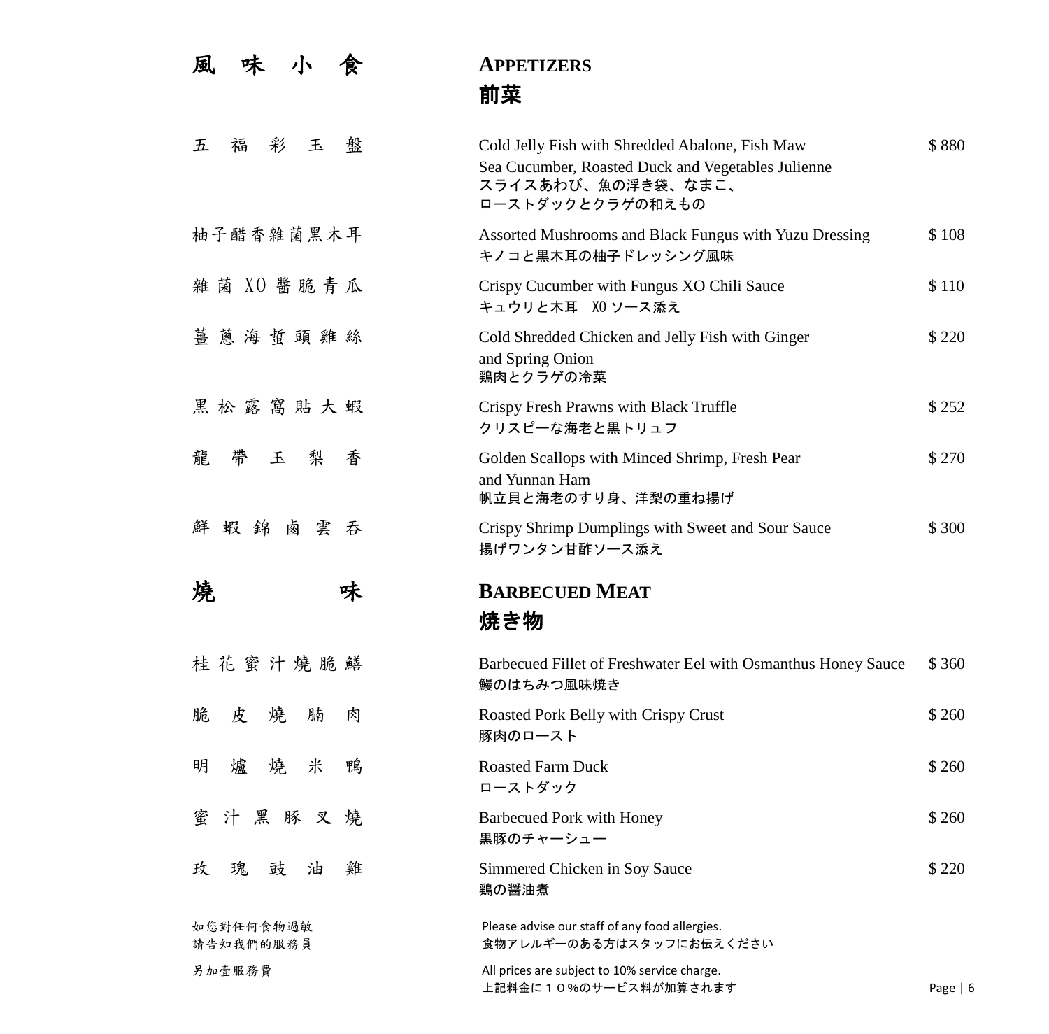## 風味小食 | APPETIZERS 前菜

| | | |
|---|---|---|
| 五福彩玉盤 | Cold Jelly Fish with Shredded Abalone, Fish Maw Sea Cucumber, Roasted Duck and Vegetables Julienne<br>スライスあわび、魚の浮き袋、なまこ、ローストダックとクラゲの和えもの | $ 880 |
| 柚子醋香雜菌黑木耳 | Assorted Mushrooms and Black Fungus with Yuzu Dressing<br>キノコと黒木耳の柚子ドレッシング風味 | $ 108 |
| 雜菌 XO 醬脆青瓜 | Crispy Cucumber with Fungus XO Chili Sauce<br>キュウリと木耳　XO ソース添え | $ 110 |
| 薑蔥海蜇頭雞絲 | Cold Shredded Chicken and Jelly Fish with Ginger and Spring Onion<br>鶏肉とクラゲの冷菜 | $ 220 |
| 黑松露窩貼大蝦 | Crispy Fresh Prawns with Black Truffle<br>クリスピーな海老と黒トリュフ | $ 252 |
| 龍帶玉梨香 | Golden Scallops with Minced Shrimp, Fresh Pear and Yunnan Ham<br>帆立貝と海老のすり身、洋梨の重ね揚げ | $ 270 |
| 鮮蝦錦鹵雲吞 | Crispy Shrimp Dumplings with Sweet and Sour Sauce<br>揚げワンタン甘酢ソース添え | $ 300 |

## 燒味 | BARBECUED MEAT 焼き物

| | | |
|---|---|---|
| 桂花蜜汁燒脆鱔 | Barbecued Fillet of Freshwater Eel with Osmanthus Honey Sauce<br>鰻のはちみつ風味焼き | $ 360 |
| 脆皮燒腩肉 | Roasted Pork Belly with Crispy Crust<br>豚肉のロースト | $ 260 |
| 明爐燒米鴨 | Roasted Farm Duck<br>ローストダック | $ 260 |
| 蜜汁黑豚叉燒 | Barbecued Pork with Honey<br>黒豚のチャーシュー | $ 260 |
| 玫瑰豉油雞 | Simmered Chicken in Soy Sauce<br>鶏の醤油煮 | $ 220 |

如您對任何食物過敏
請告知我們的服務員

Please advise our staff of any food allergies.
食物アレルギーのある方はスタッフにお伝えください

另加壹服務費

All prices are subject to 10% service charge.
上記料金に１０%のサービス料が加算されます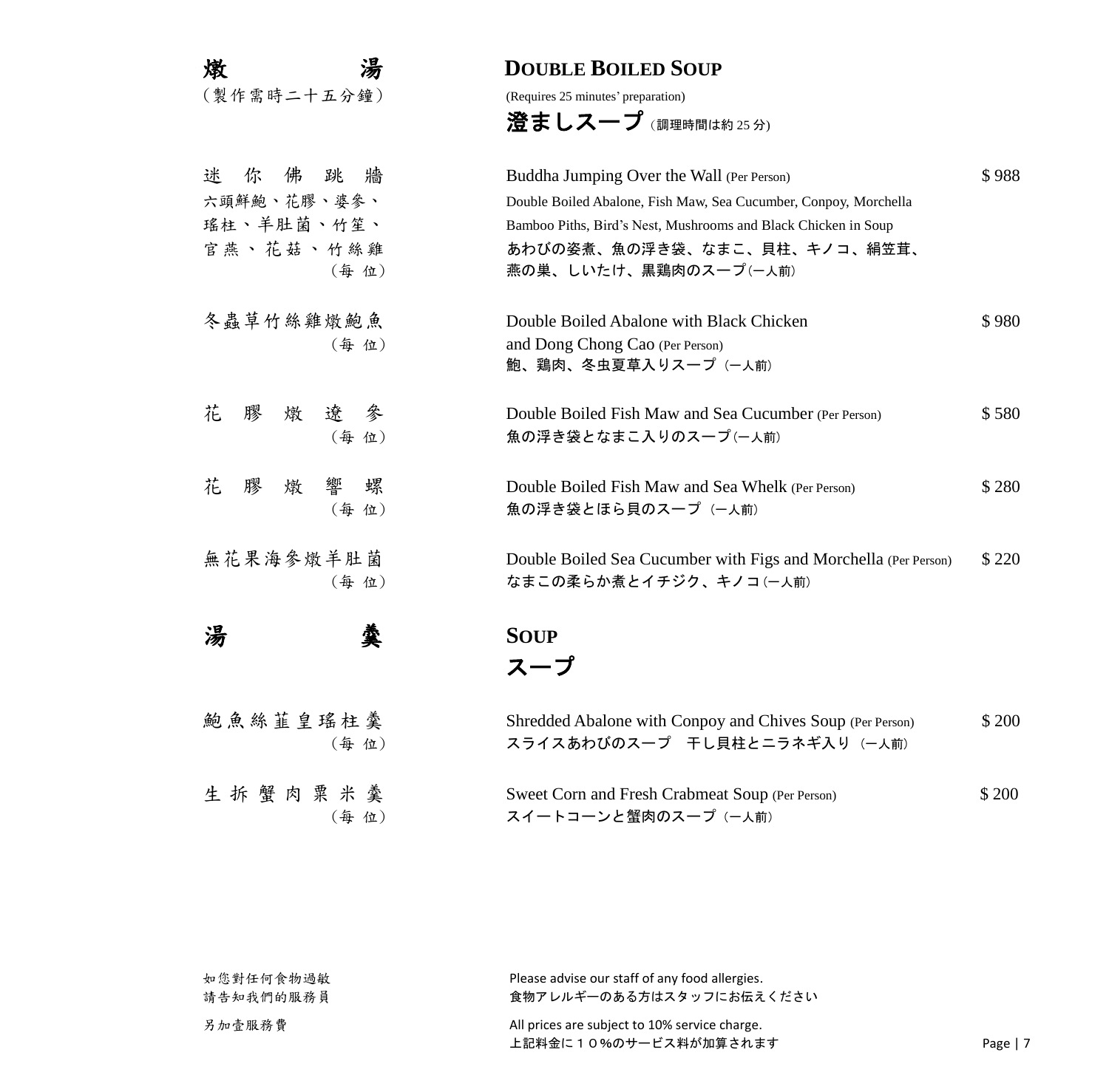## 燉湯

（製作需時二十五分鐘）

## DOUBLE BOILED SOUP

(Requires 25 minutes' preparation)

## 澄ましスープ（調理時間は約 25 分）

| | | |
|---|---|---|
| 迷你佛跳牆<br>六頭鮮鮑、花膠、婆參、瑤柱、羊肚菌、竹笙、官燕、花菇、竹絲雞<br>（每位） | Buddha Jumping Over the Wall (Per Person)<br>Double Boiled Abalone, Fish Maw, Sea Cucumber, Conpoy, Morchella Bamboo Piths, Bird's Nest, Mushrooms and Black Chicken in Soup<br>あわびの姿煮、魚の浮き袋、なまこ、貝柱、キノコ、絹笠茸、燕の巣、しいたけ、黒鶏肉のスープ(一人前) | $ 988 |
| 冬蟲草竹絲雞燉鮑魚<br>（每位） | Double Boiled Abalone with Black Chicken and Dong Chong Cao (Per Person)<br>鮑、鶏肉、冬虫夏草入りスープ（一人前） | $ 980 |
| 花膠燉遼參<br>（每位） | Double Boiled Fish Maw and Sea Cucumber (Per Person)<br>魚の浮き袋となまこ入りのスープ(一人前) | $ 580 |
| 花膠燉響螺<br>（每位） | Double Boiled Fish Maw and Sea Whelk (Per Person)<br>魚の浮き袋とほら貝のスープ（一人前） | $ 280 |
| 無花果海參燉羊肚菌<br>（每位） | Double Boiled Sea Cucumber with Figs and Morchella (Per Person)<br>なまこの柔らか煮とイチジク、キノコ(一人前) | $ 220 |

## 湯羹

## SOUP

## スープ

| | | |
|---|---|---|
| 鮑魚絲韮皇瑤柱羹<br>（每位） | Shredded Abalone with Conpoy and Chives Soup (Per Person)<br>スライスあわびのスープ　干し貝柱とニラネギ入り（一人前） | $ 200 |
| 生拆蟹肉粟米羹<br>（每位） | Sweet Corn and Fresh Crabmeat Soup (Per Person)<br>スイートコーンと蟹肉のスープ（一人前） | $ 200 |

如您對任何食物過敏
請告知我們的服務員

Please advise our staff of any food allergies.
食物アレルギーのある方はスタッフにお伝えください

另加壹服務費

All prices are subject to 10% service charge.
上記料金に１０%のサービス料が加算されます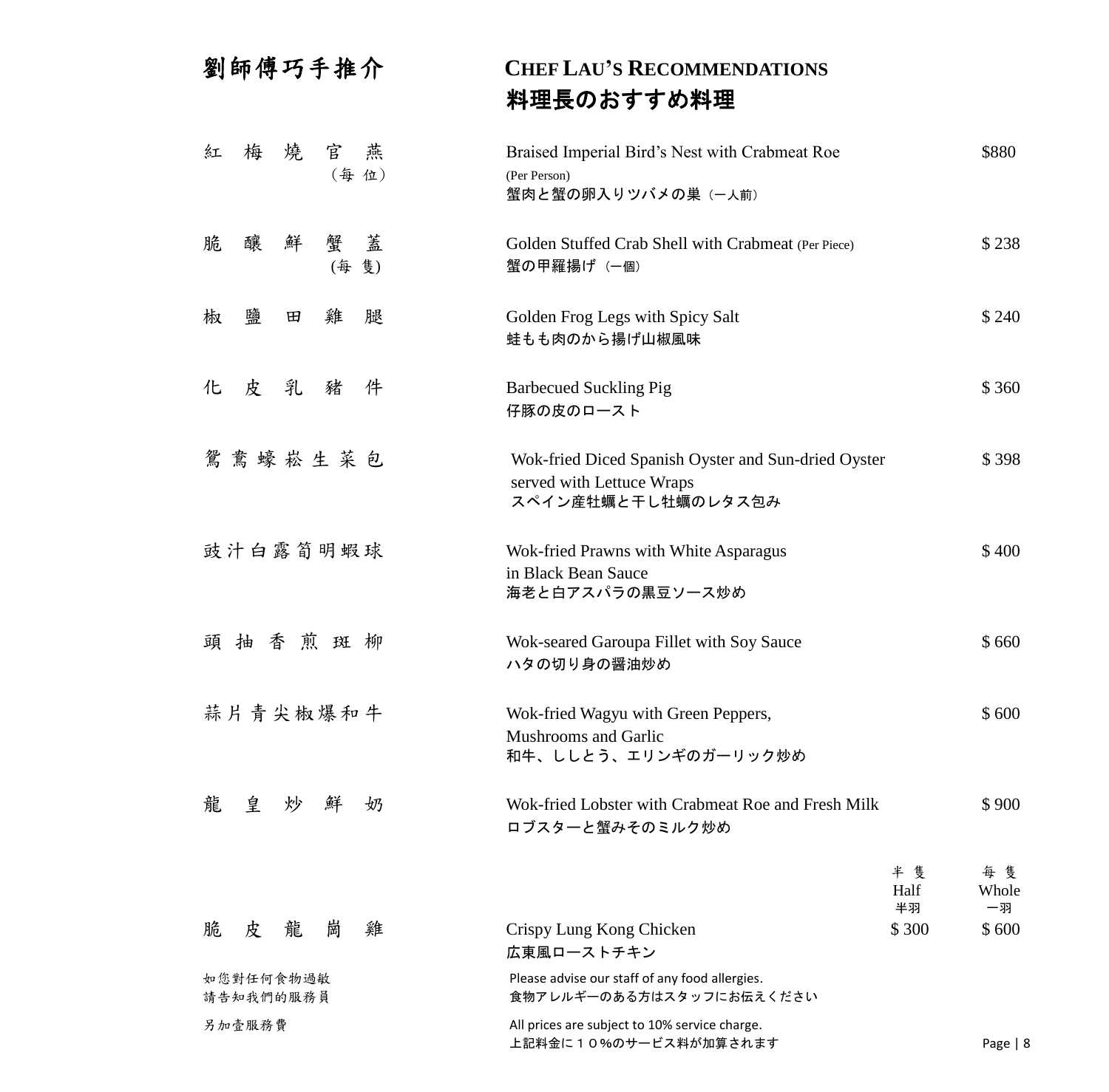# 劉師傅巧手推介

# CHEF LAU'S RECOMMENDATIONS
# 料理長のおすすめ料理

| 中文 | English / 日本語 | Half 半隻 半羽 | Price |
|---|---|---|---|
| 紅梅燒官燕（每位） | Braised Imperial Bird's Nest with Crabmeat Roe (Per Person)<br>蟹肉と蟹の卵入りツバメの巣（一人前） | | $880 |
| 脆釀鮮蟹蓋 (每隻) | Golden Stuffed Crab Shell with Crabmeat (Per Piece)<br>蟹の甲羅揚げ（一個） | | $ 238 |
| 椒鹽田雞腿 | Golden Frog Legs with Spicy Salt<br>蛙もも肉のから揚げ山椒風味 | | $ 240 |
| 化皮乳豬件 | Barbecued Suckling Pig<br>仔豚の皮のロースト | | $ 360 |
| 鴛鴦蠔崧生菜包 | Wok-fried Diced Spanish Oyster and Sun-dried Oyster served with Lettuce Wraps<br>スペイン産牡蠣と干し牡蠣のレタス包み | | $ 398 |
| 豉汁白露筍明蝦球 | Wok-fried Prawns with White Asparagus in Black Bean Sauce<br>海老と白アスパラの黒豆ソース炒め | | $ 400 |
| 頭抽香煎斑柳 | Wok-seared Garoupa Fillet with Soy Sauce<br>ハタの切り身の醤油炒め | | $ 660 |
| 蒜片青尖椒爆和牛 | Wok-fried Wagyu with Green Peppers, Mushrooms and Garlic<br>和牛、ししとう、エリンギのガーリック炒め | | $ 600 |
| 龍皇炒鮮奶 | Wok-fried Lobster with Crabmeat Roe and Fresh Milk<br>ロブスターと蟹みそのミルク炒め | | $ 900 |
| | | 半隻 Half 半羽 | 每隻 Whole 一羽 |
| 脆皮龍崗雞 | Crispy Lung Kong Chicken<br>広東風ローストチキン | $ 300 | $ 600 |

如您對任何食物過敏
請告知我們的服務員

Please advise our staff of any food allergies.
食物アレルギーのある方はスタッフにお伝えください

另加壹服務費

All prices are subject to 10% service charge.
上記料金に１０%のサービス料が加算されます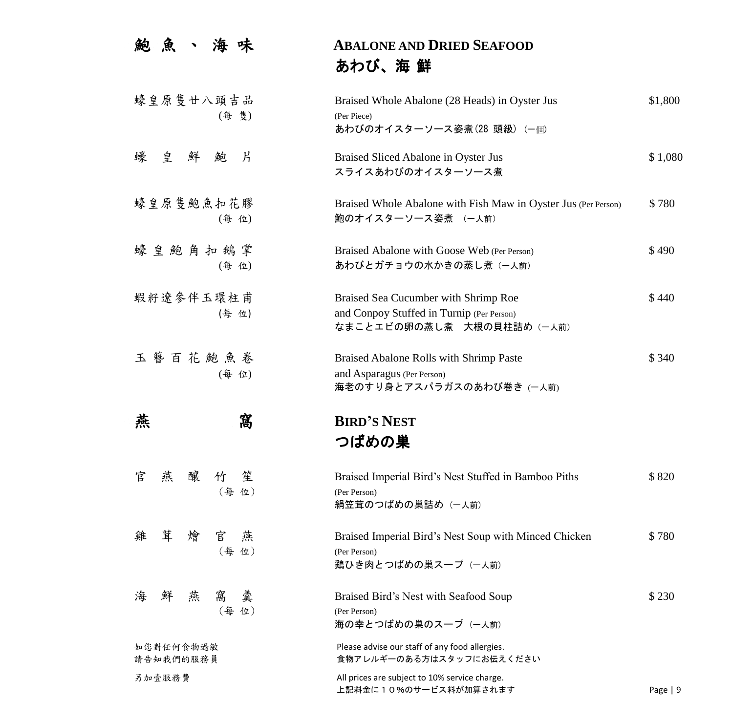## 鮑魚、海味 | ABALONE AND DRIED SEAFOOD | あわび、海 鮮

| 中文 | English / 日本語 | Price |
|---|---|---|
| 蠔皇原隻廿八頭吉品 (每 隻) | Braised Whole Abalone (28 Heads) in Oyster Jus (Per Piece)<br>あわびのオイスターソース姿煮(28 頭級) (一個) | $1,800 |
| 蠔皇鮮鮑片 | Braised Sliced Abalone in Oyster Jus<br>スライスあわびのオイスターソース煮 | $ 1,080 |
| 蠔皇原隻鮑魚扣花膠 (每 位) | Braised Whole Abalone with Fish Maw in Oyster Jus (Per Person)<br>鮑のオイスターソース姿煮 （一人前） | $ 780 |
| 蠔皇鮑角扣鵝掌 (每 位) | Braised Abalone with Goose Web (Per Person)<br>あわびとガチョウの水かきの蒸し煮（一人前） | $ 490 |
| 蝦籽遼參伴玉環柱甫 (每 位) | Braised Sea Cucumber with Shrimp Roe and Conpoy Stuffed in Turnip (Per Person)<br>なまことエビの卵の蒸し煮　大根の貝柱詰め（一人前） | $ 440 |
| 玉簪百花鮑魚卷 (每 位) | Braised Abalone Rolls with Shrimp Paste and Asparagus (Per Person)<br>海老のすり身とアスパラガスのあわび巻き (一人前) | $ 340 |

## 燕窩 | BIRD'S NEST | つばめの巣

| 中文 | English / 日本語 | Price |
|---|---|---|
| 官燕釀竹笙（每 位） | Braised Imperial Bird's Nest Stuffed in Bamboo Piths (Per Person)<br>絹笠茸のつばめの巣詰め（一人前） | $ 820 |
| 雞茸燴官燕（每 位） | Braised Imperial Bird's Nest Soup with Minced Chicken (Per Person)<br>鶏ひき肉とつばめの巣スープ（一人前） | $ 780 |
| 海鮮燕窩羹（每 位） | Braised Bird's Nest with Seafood Soup (Per Person)<br>海の幸とつばめの巣のスープ（一人前） | $ 230 |

如您對任何食物過敏
請告知我們的服務員

Please advise our staff of any food allergies.
食物アレルギーのある方はスタッフにお伝えください

另加壹服務費

All prices are subject to 10% service charge.
上記料金に１０%のサービス料が加算されます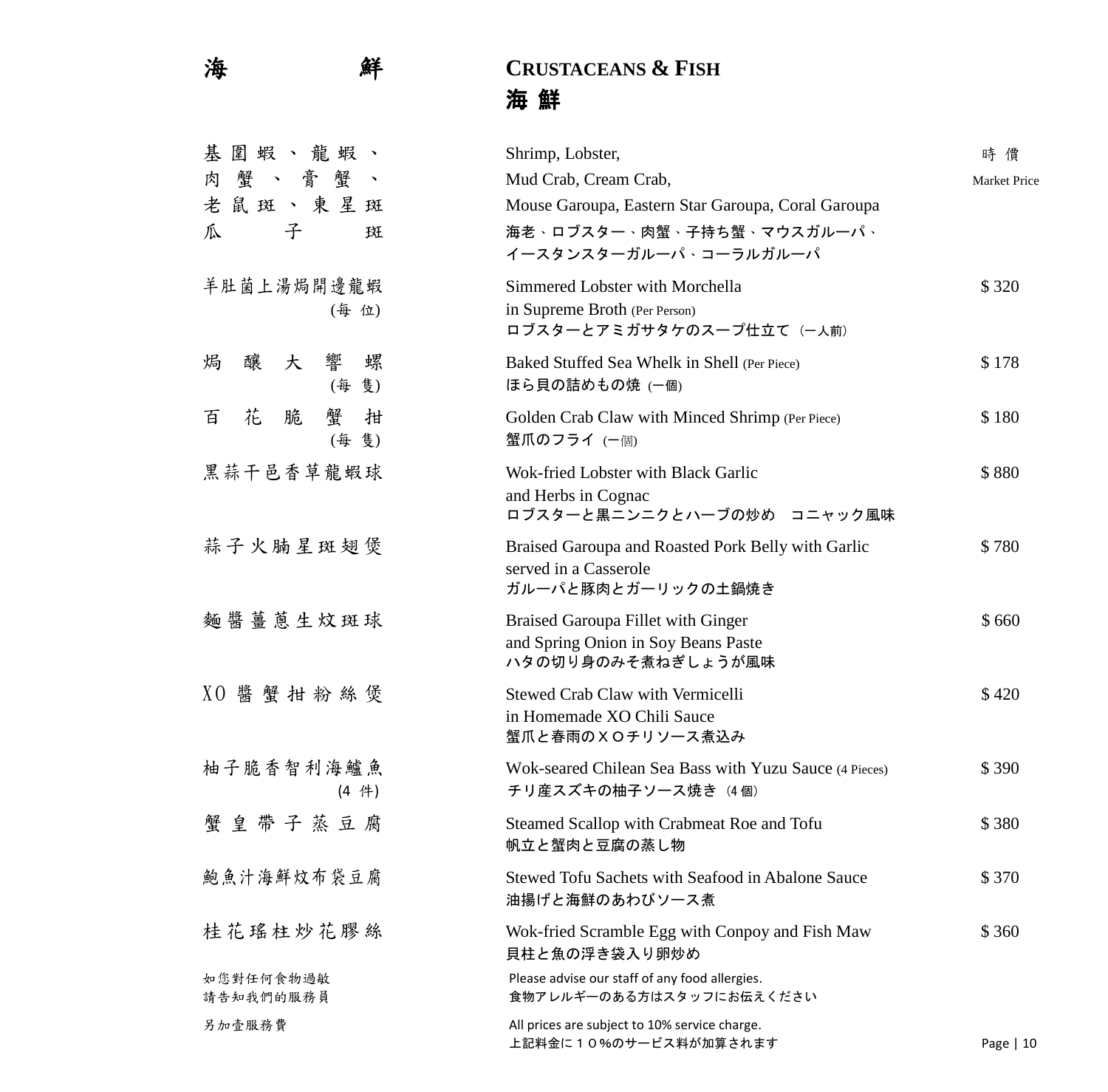# 海鮮

# CRUSTACEANS & FISH
## 海 鮮

| 中文 | English / 日本語 | Price |
|---|---|---|
| 基圍蝦、龍蝦、肉蟹、膏蟹、老鼠斑、東星斑瓜子斑 | Shrimp, Lobster, Mud Crab, Cream Crab, Mouse Garoupa, Eastern Star Garoupa, Coral Garoupa<br>海老、ロブスター、肉蟹、子持ち蟹、マウスガルーパ、イースタンスターガルーパ、コーラルガルーパ | 時價 Market Price |
| 羊肚菌上湯焗開邊龍蝦 (每位) | Simmered Lobster with Morchella in Supreme Broth (Per Person)<br>ロブスターとアミガサタケのスープ仕立て（一人前） | $ 320 |
| 焗釀大響螺 (每隻) | Baked Stuffed Sea Whelk in Shell (Per Piece)<br>ほら貝の詰めもの焼 (一個) | $ 178 |
| 百花脆蟹拑 (每隻) | Golden Crab Claw with Minced Shrimp (Per Piece)<br>蟹爪のフライ (一個) | $ 180 |
| 黑蒜干邑香草龍蝦球 | Wok-fried Lobster with Black Garlic and Herbs in Cognac<br>ロブスターと黒ニンニクとハーブの炒め　コニャック風味 | $ 880 |
| 蒜子火腩星斑翅煲 | Braised Garoupa and Roasted Pork Belly with Garlic served in a Casserole<br>ガルーパと豚肉とガーリックの土鍋焼き | $ 780 |
| 麵醬薑蔥生炆斑球 | Braised Garoupa Fillet with Ginger and Spring Onion in Soy Beans Paste<br>ハタの切り身のみそ煮ねぎしょうが風味 | $ 660 |
| XO醬蟹拑粉絲煲 | Stewed Crab Claw with Vermicelli in Homemade XO Chili Sauce<br>蟹爪と春雨のＸＯチリソース煮込み | $ 420 |
| 柚子脆香智利海鱸魚 (4件) | Wok-seared Chilean Sea Bass with Yuzu Sauce (4 Pieces)<br>チリ産スズキの柚子ソース焼き（4個） | $ 390 |
| 蟹皇帶子蒸豆腐 | Steamed Scallop with Crabmeat Roe and Tofu<br>帆立と蟹肉と豆腐の蒸し物 | $ 380 |
| 鮑魚汁海鮮炆布袋豆腐 | Stewed Tofu Sachets with Seafood in Abalone Sauce<br>油揚げと海鮮のあわびソース煮 | $ 370 |
| 桂花瑤柱炒花膠絲 | Wok-fried Scramble Egg with Conpoy and Fish Maw<br>貝柱と魚の浮き袋入り卵炒め | $ 360 |

如您對任何食物過敏
請告知我們的服務員

Please advise our staff of any food allergies.
食物アレルギーのある方はスタッフにお伝えください

另加壹服務費

All prices are subject to 10% service charge.
上記料金に１０%のサービス料が加算されます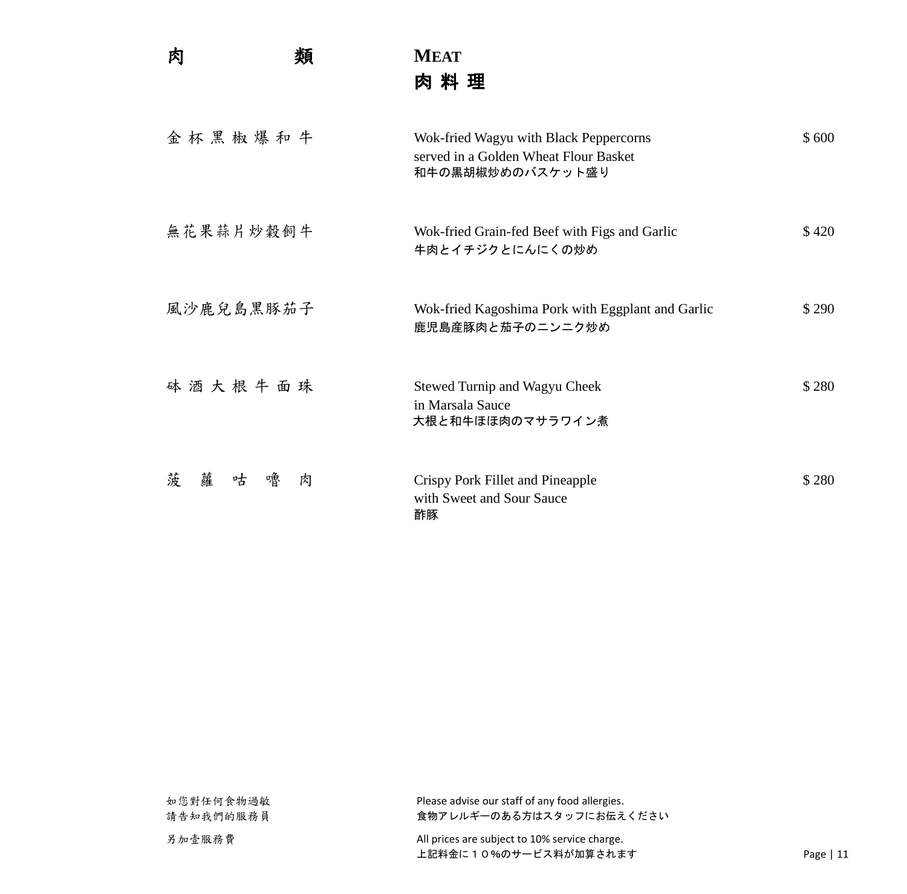# 肉　類 / MEAT / 肉料理

| 中文 | English / 日本語 | Price |
|---|---|---|
| 金杯黑椒爆和牛 | Wok-fried Wagyu with Black Peppercorns served in a Golden Wheat Flour Basket<br>和牛の黒胡椒炒めのバスケット盛り | $ 600 |
| 無花果蒜片炒穀飼牛 | Wok-fried Grain-fed Beef with Figs and Garlic<br>牛肉とイチジクとにんにくの炒め | $ 420 |
| 風沙鹿兒島黑豚茄子 | Wok-fried Kagoshima Pork with Eggplant and Garlic<br>鹿児島産豚肉と茄子のニンニク炒め | $ 290 |
| 砵酒大根牛面珠 | Stewed Turnip and Wagyu Cheek in Marsala Sauce<br>大根と和牛ほほ肉のマサラワイン煮 | $ 280 |
| 菠蘿咕嚕肉 | Crispy Pork Fillet and Pineapple with Sweet and Sour Sauce<br>酢豚 | $ 280 |

如您對任何食物過敏
請告知我們的服務員

Please advise our staff of any food allergies.
食物アレルギーのある方はスタッフにお伝えください

另加壹服務費

All prices are subject to 10% service charge.
上記料金に１０%のサービス料が加算されます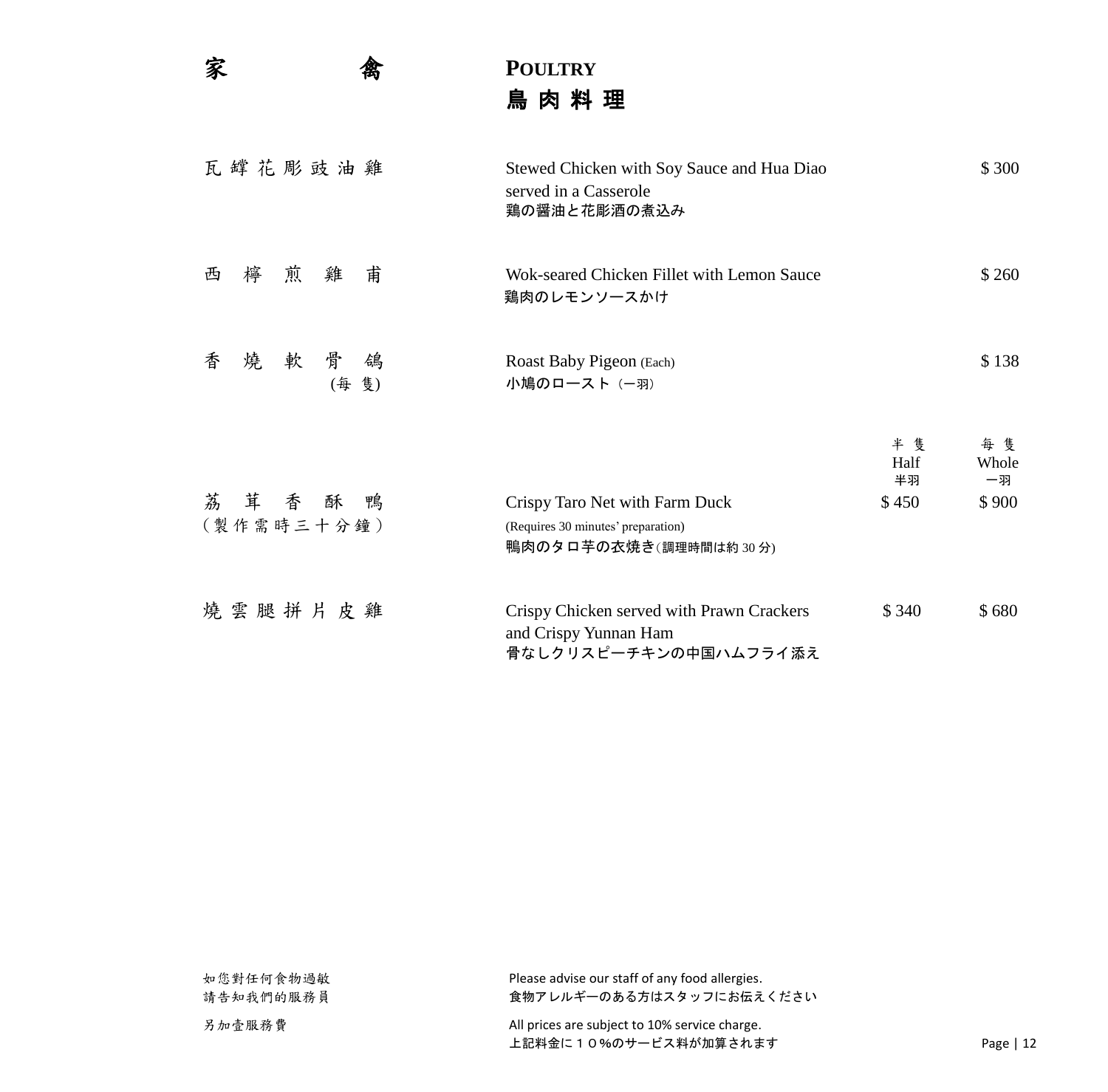# 家禽

# POULTRY
# 鳥肉料理

| Chinese | Description | Half 半隻 半羽 | Whole 每隻 一羽 / Price |
|---|---|---|---|
| 瓦罉花彫豉油雞 | Stewed Chicken with Soy Sauce and Hua Diao served in a Casserole<br>鶏の醤油と花彫酒の煮込み | | $ 300 |
| 西檸煎雞甫 | Wok-seared Chicken Fillet with Lemon Sauce<br>鶏肉のレモンソースかけ | | $ 260 |
| 香燒軟骨鴿 (每隻) | Roast Baby Pigeon (Each)<br>小鳩のロースト（一羽） | | $ 138 |
| 荔茸香酥鴨（製作需時三十分鐘） | Crispy Taro Net with Farm Duck<br>(Requires 30 minutes' preparation)<br>鴨肉のタロ芋の衣焼き(調理時間は約 30 分) | $ 450 | $ 900 |
| 燒雲腿拼片皮雞 | Crispy Chicken served with Prawn Crackers and Crispy Yunnan Ham<br>骨なしクリスピーチキンの中国ハムフライ添え | $ 340 | $ 680 |

如您對任何食物過敏
請告知我們的服務員

Please advise our staff of any food allergies.
食物アレルギーのある方はスタッフにお伝えください

另加壹服務費

All prices are subject to 10% service charge.
上記料金に１０%のサービス料が加算されます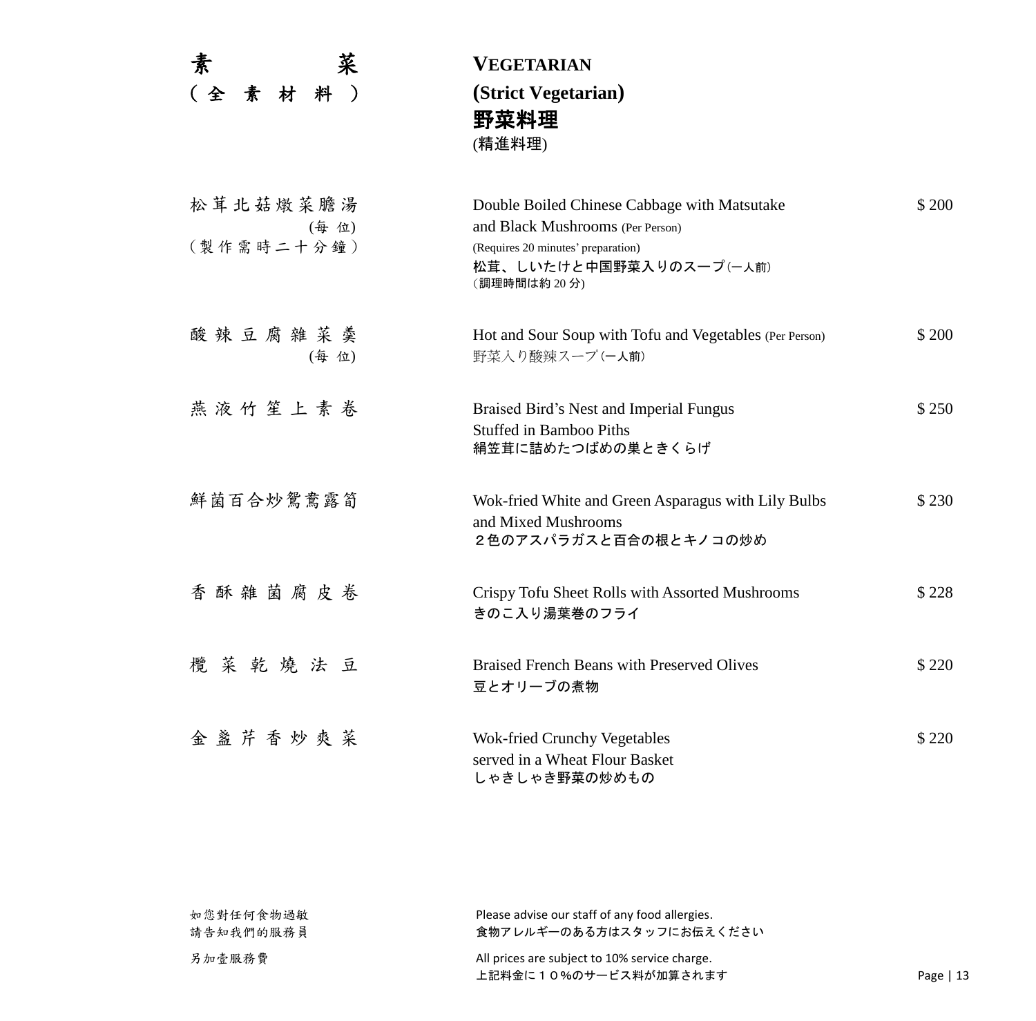# 素菜 (全素材料)

# VEGETARIAN (Strict Vegetarian)

## 野菜料理 (精進料理)

| Chinese | English / Japanese | Price |
|---|---|---|
| 松茸北菇燉菜膽湯 (每位) (製作需時二十分鐘) | Double Boiled Chinese Cabbage with Matsutake and Black Mushrooms (Per Person) (Requires 20 minutes' preparation) 松茸、しいたけと中国野菜入りのスープ(一人前) (調理時間は約 20 分) | $ 200 |
| 酸辣豆腐雜菜羹 (每位) | Hot and Sour Soup with Tofu and Vegetables (Per Person) 野菜入り酸辣スープ(一人前) | $ 200 |
| 燕液竹笙上素卷 | Braised Bird's Nest and Imperial Fungus Stuffed in Bamboo Piths 絹笠茸に詰めたつばめの巣ときくらげ | $ 250 |
| 鮮菌百合炒鴛鴦露筍 | Wok-fried White and Green Asparagus with Lily Bulbs and Mixed Mushrooms ２色のアスパラガスと百合の根とキノコの炒め | $ 230 |
| 香酥雜菌腐皮卷 | Crispy Tofu Sheet Rolls with Assorted Mushrooms きのこ入り湯葉巻のフライ | $ 228 |
| 欖菜乾燒法豆 | Braised French Beans with Preserved Olives 豆とオリーブの煮物 | $ 220 |
| 金盞芹香炒爽菜 | Wok-fried Crunchy Vegetables served in a Wheat Flour Basket しゃきしゃき野菜の炒めもの | $ 220 |

如您對任何食物過敏
請告知我們的服務員

Please advise our staff of any food allergies.
食物アレルギーのある方はスタッフにお伝えください

另加壹服務費

All prices are subject to 10% service charge.
上記料金に１０%のサービス料が加算されます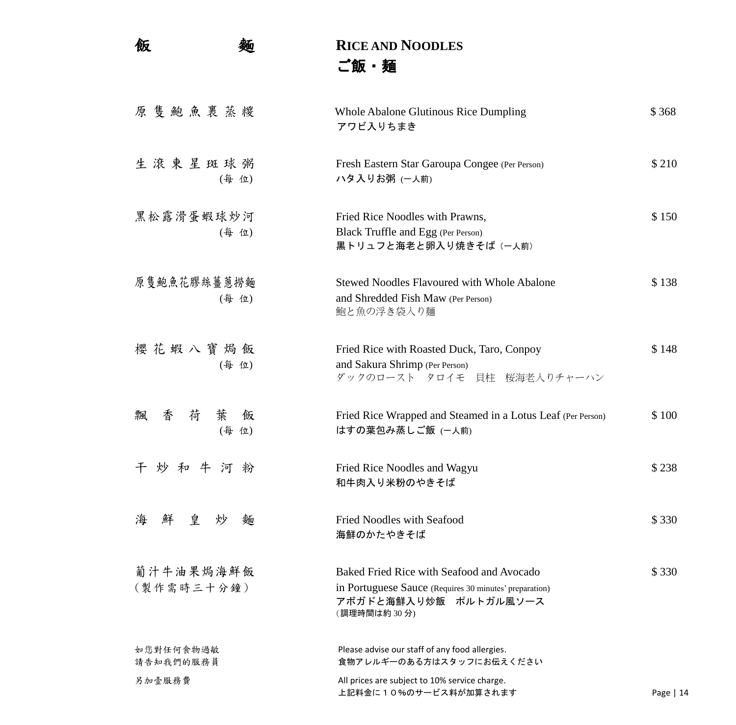# 飯　麵　RICE AND NOODLES
## ご飯・麺

| | | |
|---|---|---|
| 原隻鮑魚裹蒸糉 | Whole Abalone Glutinous Rice Dumpling<br>アワビ入りちまき | $ 368 |
| 生滾東星斑球粥<br>(每 位) | Fresh Eastern Star Garoupa Congee (Per Person)<br>ハタ入りお粥 (一人前) | $ 210 |
| 黑松露滑蛋蝦球炒河<br>(每 位) | Fried Rice Noodles with Prawns, Black Truffle and Egg (Per Person)<br>黒トリュフと海老と卵入り焼きそば（一人前） | $ 150 |
| 原隻鮑魚花膠絲薑蔥撈麵<br>(每 位) | Stewed Noodles Flavoured with Whole Abalone and Shredded Fish Maw (Per Person)<br>鮑と魚の浮き袋入り麺 | $ 138 |
| 櫻花蝦八寶焗飯<br>(每 位) | Fried Rice with Roasted Duck, Taro, Conpoy and Sakura Shrimp (Per Person)<br>ダックのロースト　タロイモ　貝柱　桜海老入りチャーハン | $ 148 |
| 飄香荷葉飯<br>(每 位) | Fried Rice Wrapped and Steamed in a Lotus Leaf (Per Person)<br>はすの葉包み蒸しご飯 (一人前) | $ 100 |
| 干炒和牛河粉 | Fried Rice Noodles and Wagyu<br>和牛肉入り米粉のやきそば | $ 238 |
| 海鮮皇炒麵 | Fried Noodles with Seafood<br>海鮮のかたやきそば | $ 330 |
| 葡汁牛油果焗海鮮飯<br>（製作需時三十分鐘） | Baked Fried Rice with Seafood and Avocado in Portuguese Sauce (Requires 30 minutes' preparation)<br>アボガドと海鮮入り炒飯　ポルトガル風ソース<br>（調理時間は約 30 分) | $ 330 |

如您對任何食物過敏
請告知我們的服務員

Please advise our staff of any food allergies.
食物アレルギーのある方はスタッフにお伝えください

另加壹服務費

All prices are subject to 10% service charge.
上記料金に１０%のサービス料が加算されます